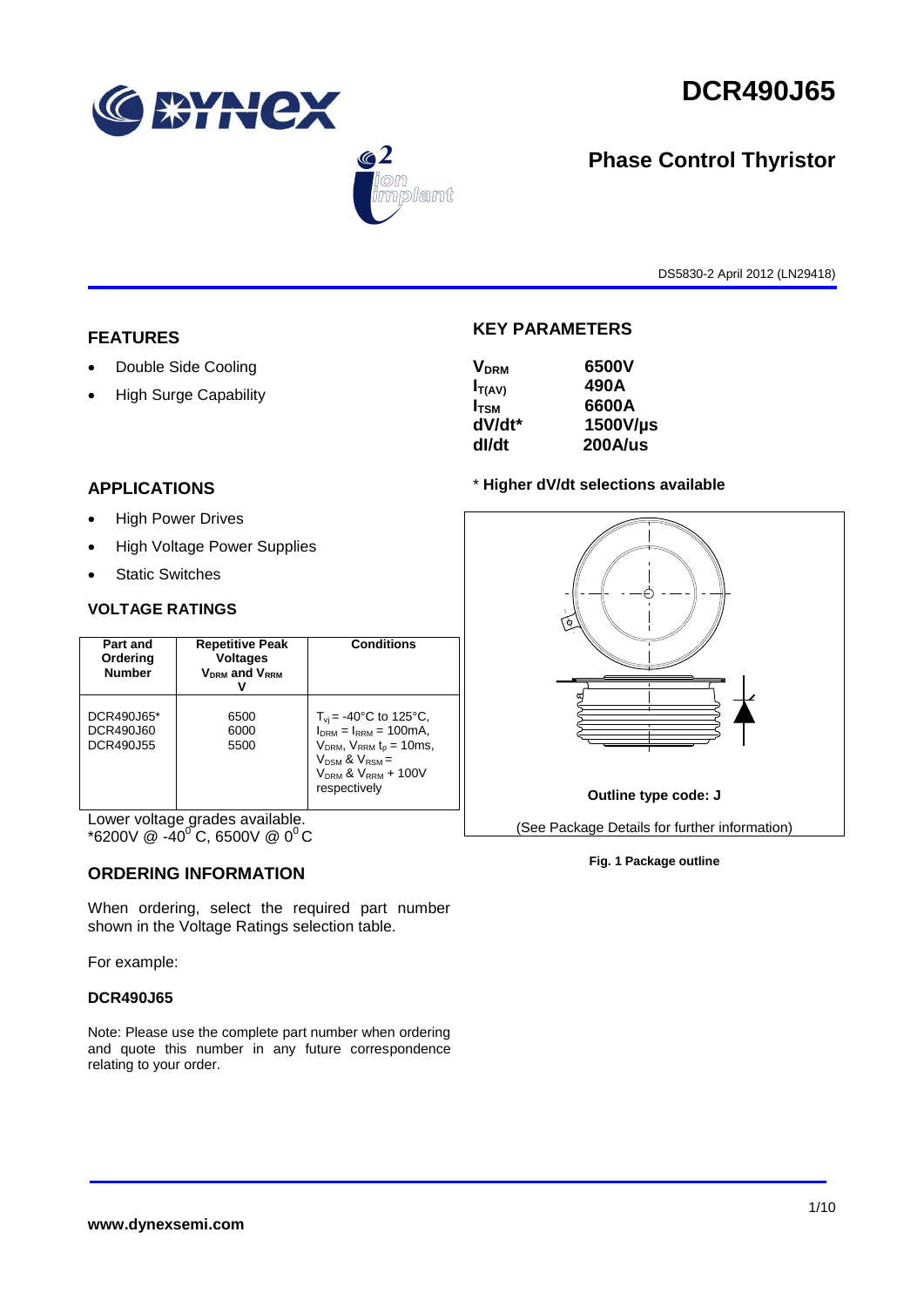# DCR490J65

## Phase Control Thyristor

DS5830-2 April 2012 (LN29418)

## FEATURES

- Double Side Cooling
- High Surge Capability

## APPLICATIONS

- High Power Drives
- High Voltage Power Supplies
- Static Switches

## KEY PARAMETERS

| | |
|---|---|
| $V_{DRM}$ | **6500V** |
| $I_{T(AV)}$ | **490A** |
| $I_{TSM}$ | **6600A** |
| **dV/dt*** | **1500V/µs** |
| **dI/dt** | **200A/us** |

\* **Higher dV/dt selections available**

## VOLTAGE RATINGS

| Part and Ordering Number | Repetitive Peak Voltages $V_{DRM}$ and $V_{RRM}$ V | Conditions |
|---|---|---|
| DCR490J65*<br>DCR490J60<br>DCR490J55 | 6500<br>6000<br>5500 | $T_{vj}$ = -40°C to 125°C, $I_{DRM} = I_{RRM}$ = 100mA, $V_{DRM}$, $V_{RRM}$ $t_p$ = 10ms, $V_{DSM}$ & $V_{RSM}$ = $V_{DRM}$ & $V_{RRM}$ + 100V respectively |

Lower voltage grades available.
*6200V @ -40°C, 6500V @ 0°C

Outline type code: J

(See Package Details for further information)

**Fig. 1 Package outline**

## ORDERING INFORMATION

When ordering, select the required part number shown in the Voltage Ratings selection table.

For example:

**DCR490J65**

Note: Please use the complete part number when ordering and quote this number in any future correspondence relating to your order.

**www.dynexsemi.com**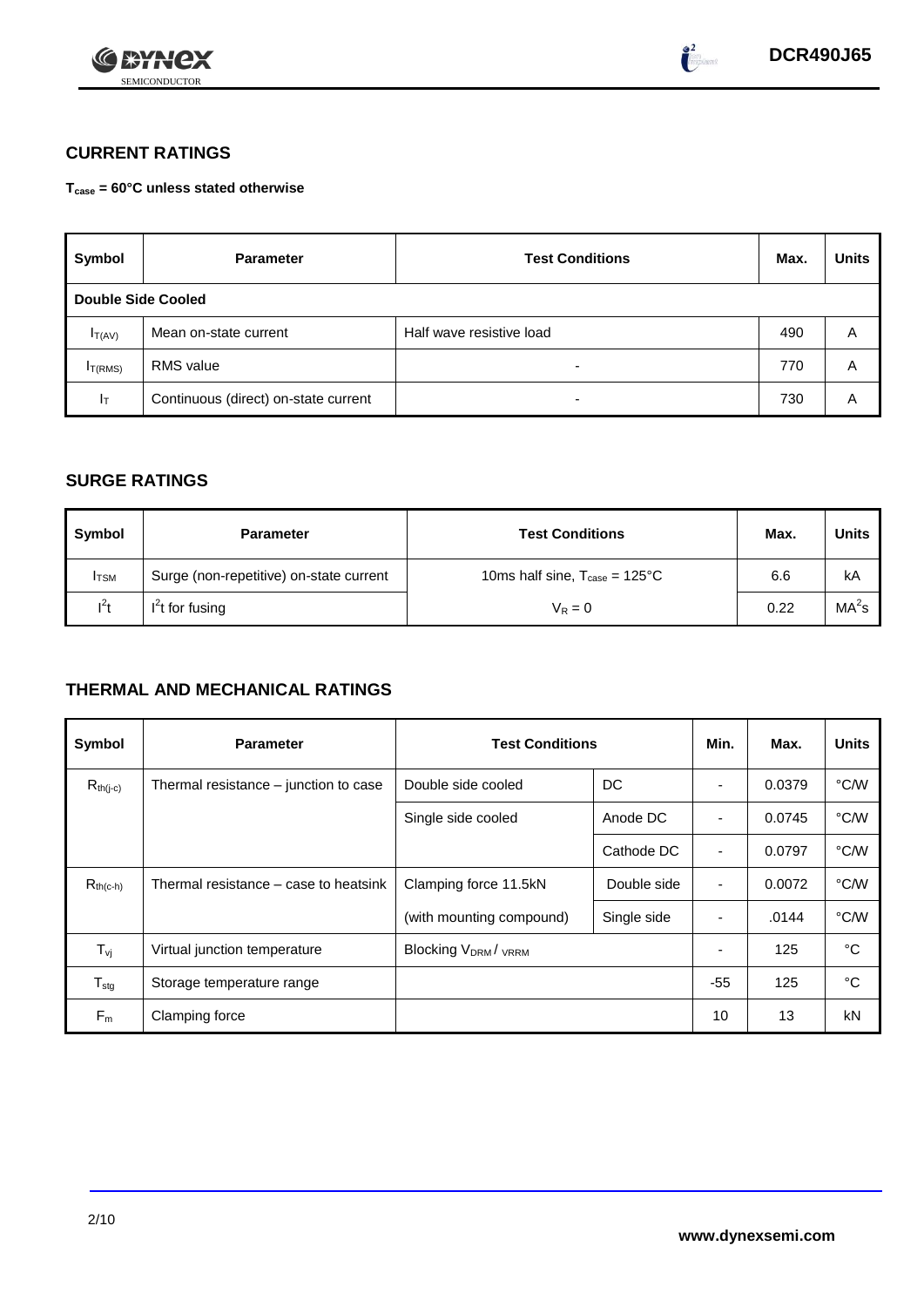## CURRENT RATINGS

**$T_{case}$ = 60°C unless stated otherwise**

| Symbol | Parameter | Test Conditions | Max. | Units |
|---|---|---|---|---|
| **Double Side Cooled** | | | | |
| $I_{T(AV)}$ | Mean on-state current | Half wave resistive load | 490 | A |
| $I_{T(RMS)}$ | RMS value | - | 770 | A |
| $I_T$ | Continuous (direct) on-state current | - | 730 | A |

## SURGE RATINGS

| Symbol | Parameter | Test Conditions | Max. | Units |
|---|---|---|---|---|
| $I_{TSM}$ | Surge (non-repetitive) on-state current | 10ms half sine, $T_{case}$ = 125°C | 6.6 | kA |
| $I^2t$ | $I^2t$ for fusing | $V_R = 0$ | 0.22 | $MA^2s$ |

## THERMAL AND MECHANICAL RATINGS

| Symbol | Parameter | Test Conditions | | Min. | Max. | Units |
|---|---|---|---|---|---|---|
| $R_{th(j-c)}$ | Thermal resistance – junction to case | Double side cooled | DC | - | 0.0379 | °C/W |
| | | Single side cooled | Anode DC | - | 0.0745 | °C/W |
| | | | Cathode DC | - | 0.0797 | °C/W |
| $R_{th(c-h)}$ | Thermal resistance – case to heatsink | Clamping force 11.5kN | Double side | - | 0.0072 | °C/W |
| | | (with mounting compound) | Single side | - | .0144 | °C/W |
| $T_{vj}$ | Virtual junction temperature | Blocking $V_{DRM}$ / $V_{RRM}$ | | - | 125 | °C |
| $T_{stg}$ | Storage temperature range | | | -55 | 125 | °C |
| $F_m$ | Clamping force | | | 10 | 13 | kN |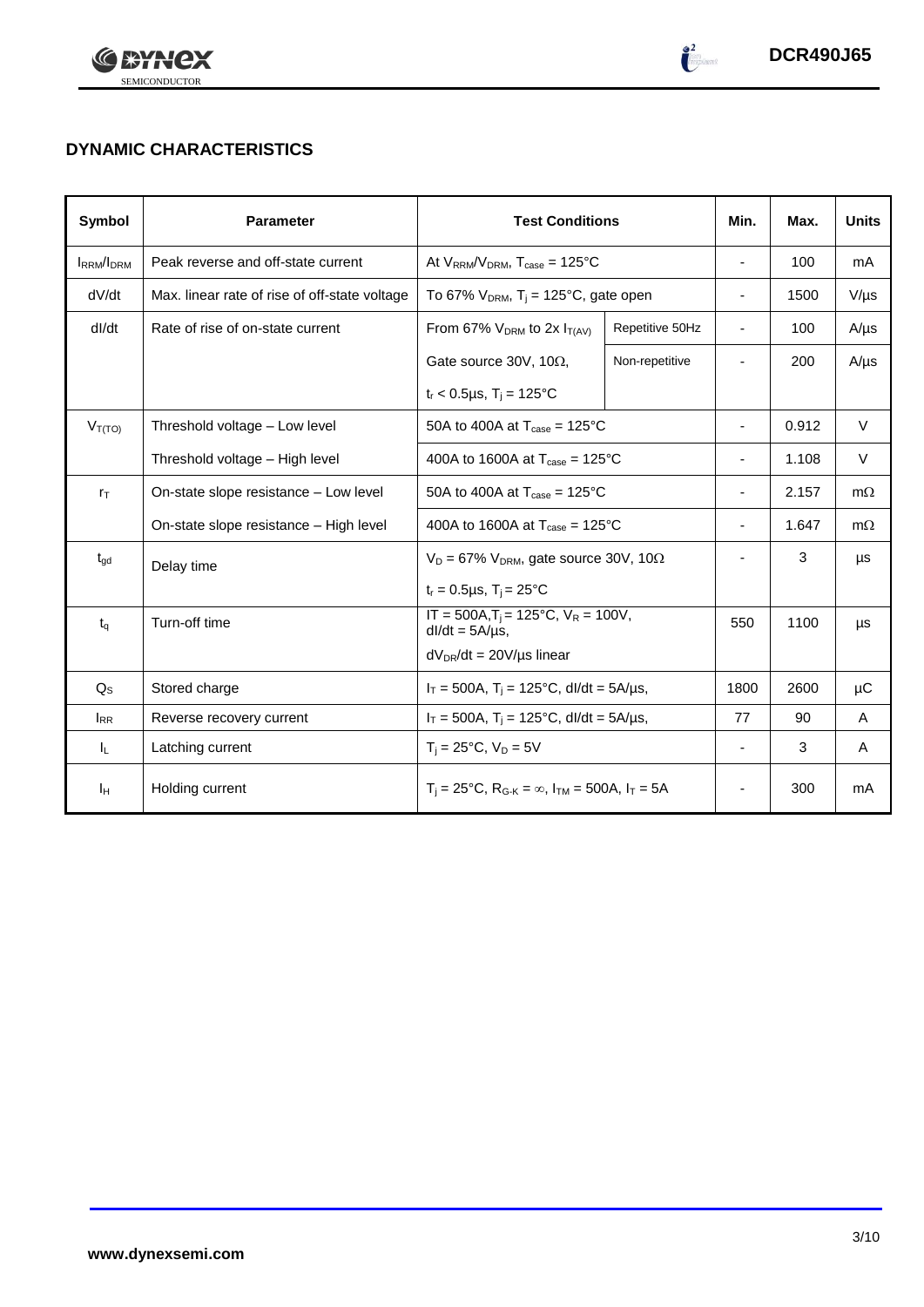## DYNAMIC CHARACTERISTICS

| Symbol | Parameter | Test Conditions | | Min. | Max. | Units |
|---|---|---|---|---|---|---|
| $I_{RRM}/I_{DRM}$ | Peak reverse and off-state current | At $V_{RRM}/V_{DRM}$, $T_{case}$ = 125°C | | - | 100 | mA |
| dV/dt | Max. linear rate of rise of off-state voltage | To 67% $V_{DRM}$, $T_j$ = 125°C, gate open | | - | 1500 | V/µs |
| dI/dt | Rate of rise of on-state current | From 67% $V_{DRM}$ to 2x $I_{T(AV)}$ | Repetitive 50Hz | - | 100 | A/µs |
| | | Gate source 30V, 10Ω, | Non-repetitive | - | 200 | A/µs |
| | | $t_r$ < 0.5µs, $T_j$ = 125°C | | | | |
| $V_{T(TO)}$ | Threshold voltage – Low level | 50A to 400A at $T_{case}$ = 125°C | | - | 0.912 | V |
| | Threshold voltage – High level | 400A to 1600A at $T_{case}$ = 125°C | | - | 1.108 | V |
| $r_T$ | On-state slope resistance – Low level | 50A to 400A at $T_{case}$ = 125°C | | - | 2.157 | mΩ |
| | On-state slope resistance – High level | 400A to 1600A at $T_{case}$ = 125°C | | - | 1.647 | mΩ |
| $t_{gd}$ | Delay time | $V_D$ = 67% $V_{DRM}$, gate source 30V, 10Ω | | - | 3 | µs |
| | | $t_r$ = 0.5µs, $T_j$ = 25°C | | | | |
| $t_q$ | Turn-off time | IT = 500A, $T_j$ = 125°C, $V_R$ = 100V, dI/dt = 5A/µs, | | 550 | 1100 | µs |
| | | $dV_{DR}$/dt = 20V/µs linear | | | | |
| $Q_S$ | Stored charge | $I_T$ = 500A, $T_j$ = 125°C, dI/dt = 5A/µs, | | 1800 | 2600 | µC |
| $I_{RR}$ | Reverse recovery current | $I_T$ = 500A, $T_j$ = 125°C, dI/dt = 5A/µs, | | 77 | 90 | A |
| $I_L$ | Latching current | $T_j$ = 25°C, $V_D$ = 5V | | - | 3 | A |
| $I_H$ | Holding current | $T_j$ = 25°C, $R_{G-K}$ = ∞, $I_{TM}$ = 500A, $I_T$ = 5A | | - | 300 | mA |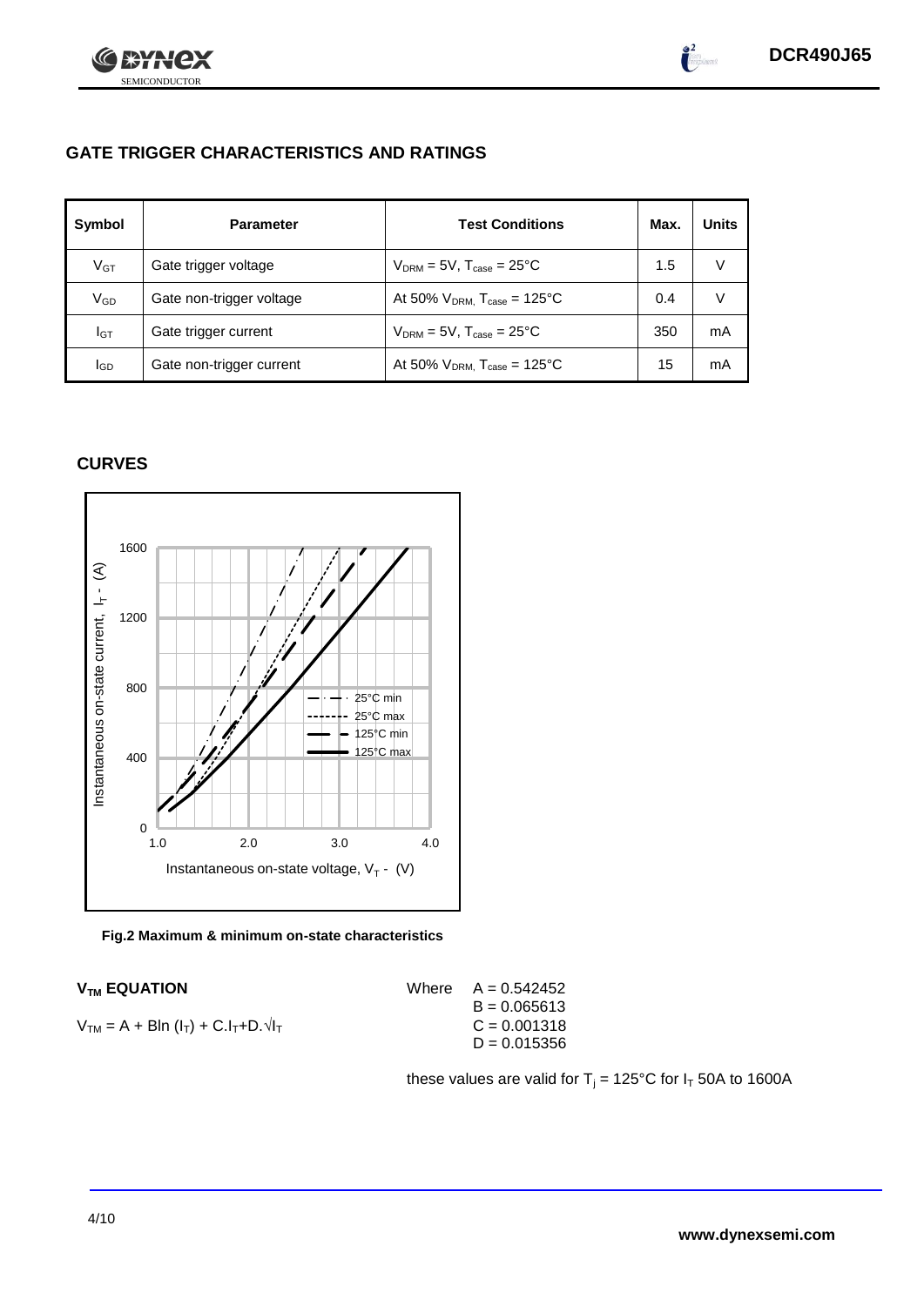## GATE TRIGGER CHARACTERISTICS AND RATINGS

| Symbol | Parameter | Test Conditions | Max. | Units |
|---|---|---|---|---|
| $V_{GT}$ | Gate trigger voltage | $V_{DRM}$ = 5V, $T_{case}$ = 25°C | 1.5 | V |
| $V_{GD}$ | Gate non-trigger voltage | At 50% $V_{DRM}$, $T_{case}$ = 125°C | 0.4 | V |
| $I_{GT}$ | Gate trigger current | $V_{DRM}$ = 5V, $T_{case}$ = 25°C | 350 | mA |
| $I_{GD}$ | Gate non-trigger current | At 50% $V_{DRM}$, $T_{case}$ = 125°C | 15 | mA |

## CURVES

**Fig.2 Maximum & minimum on-state characteristics**

### $V_{TM}$ EQUATION

$$V_{TM} = A + B\ln(I_T) + C.I_T + D.\sqrt{I_T}$$

Where
$A = 0.542452$
$B = 0.065613$
$C = 0.001318$
$D = 0.015356$

these values are valid for $T_j$ = 125°C for $I_T$ 50A to 1600A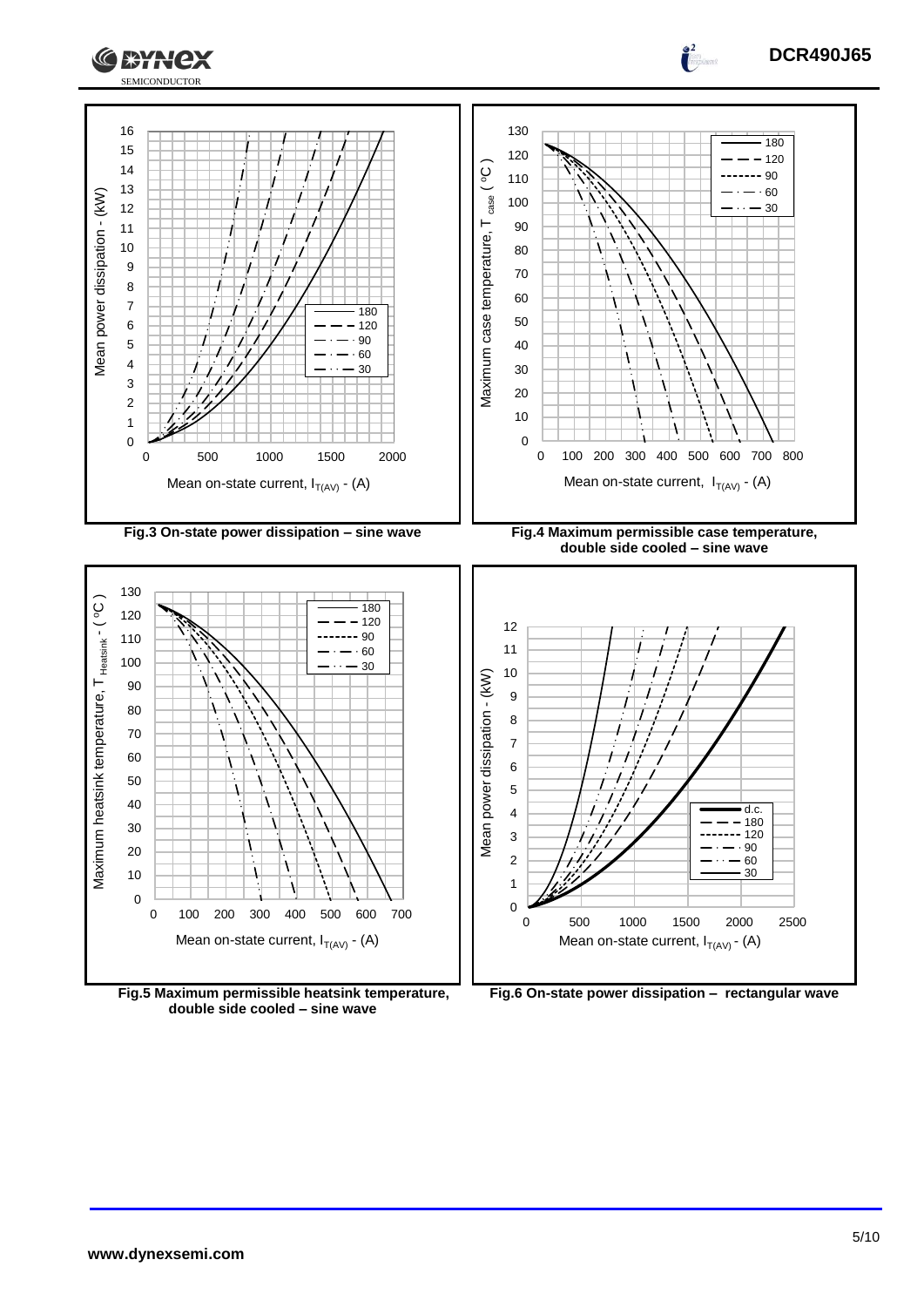Fig.3 On-state power dissipation – sine wave

Fig.4 Maximum permissible case temperature, double side cooled – sine wave

Fig.5 Maximum permissible heatsink temperature, double side cooled – sine wave

Fig.6 On-state power dissipation – rectangular wave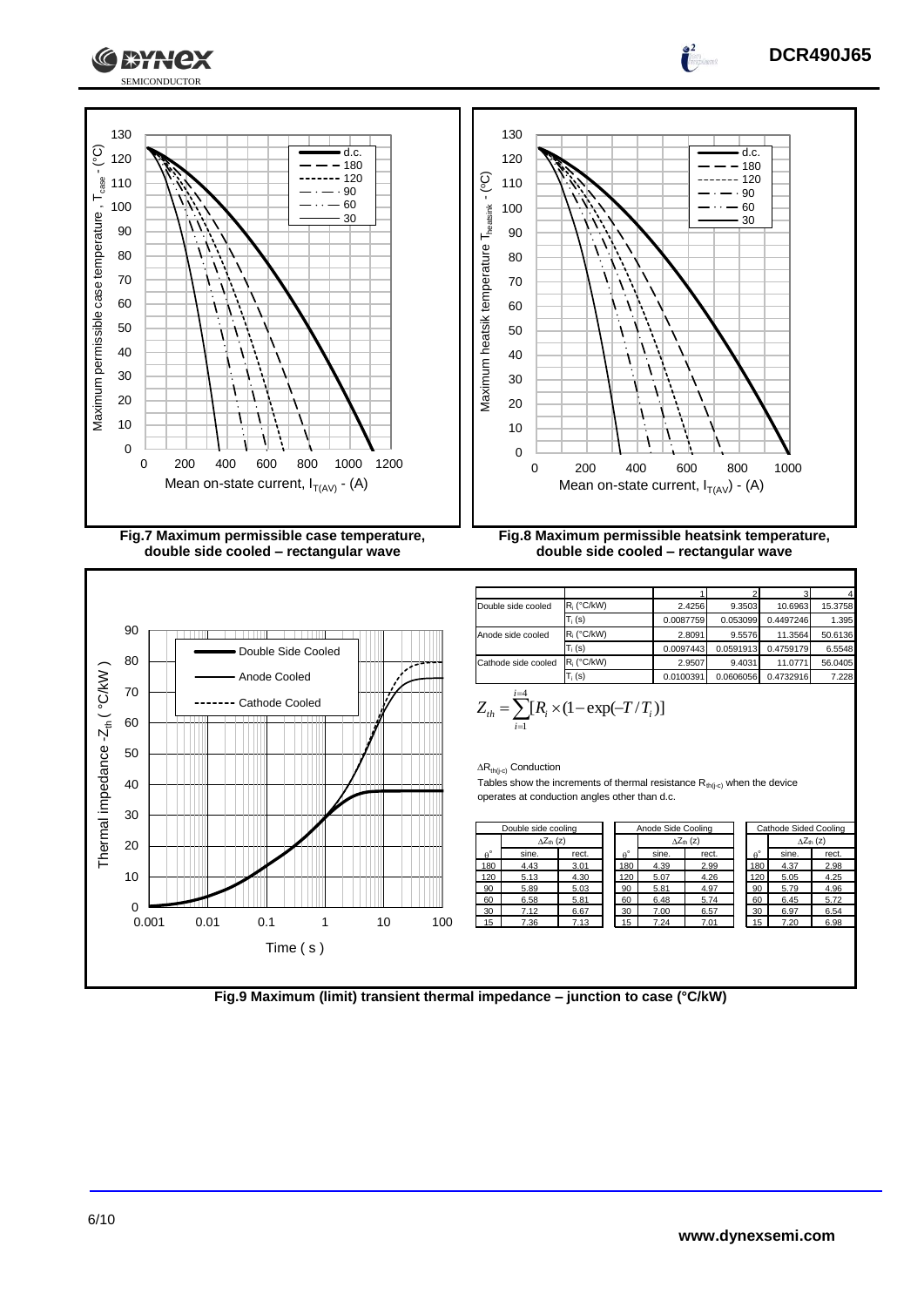Fig.7 Maximum permissible case temperature, double side cooled – rectangular wave

Fig.8 Maximum permissible heatsink temperature, double side cooled – rectangular wave

| | | 1 | 2 | 3 | 4 |
|---|---|---|---|---|---|
| Double side cooled | $R_i$ (°C/kW) | 2.4256 | 9.3503 | 10.6963 | 15.3758 |
| | $T_i$ (s) | 0.0087759 | 0.053099 | 0.4497246 | 1.395 |
| Anode side cooled | $R_i$ (°C/kW) | 2.8091 | 9.5576 | 11.3564 | 50.6136 |
| | $T_i$ (s) | 0.0097443 | 0.0591913 | 0.4759179 | 6.5548 |
| Cathode side cooled | $R_i$ (°C/kW) | 2.9507 | 9.4031 | 11.0771 | 56.0405 |
| | $T_i$ (s) | 0.0100391 | 0.0606056 | 0.4732916 | 7.228 |

$$Z_{th} = \sum_{i=1}^{i=4} [R_i \times (1 - \exp(-T/T_i)]$$

$\Delta R_{th(j\text{-}c)}$ Conduction

Tables show the increments of thermal resistance $R_{th(j\text{-}c)}$ when the device operates at conduction angles other than d.c.

| Double side cooling | | |
|---|---|---|
| | $\Delta Z_{th}$ (z) | |
| θ° | sine. | rect. |
| 180 | 4.43 | 3.01 |
| 120 | 5.13 | 4.30 |
| 90 | 5.89 | 5.03 |
| 60 | 6.58 | 5.81 |
| 30 | 7.12 | 6.67 |
| 15 | 7.36 | 7.13 |

| Anode Side Cooling | | |
|---|---|---|
| | $\Delta Z_{th}$ (z) | |
| θ° | sine. | rect. |
| 180 | 4.39 | 2.99 |
| 120 | 5.07 | 4.26 |
| 90 | 5.81 | 4.97 |
| 60 | 6.48 | 5.74 |
| 30 | 7.00 | 6.57 |
| 15 | 7.24 | 7.01 |

| Cathode Sided Cooling | | |
|---|---|---|
| | $\Delta Z_{th}$ (z) | |
| θ° | sine. | rect. |
| 180 | 4.37 | 2.98 |
| 120 | 5.05 | 4.25 |
| 90 | 5.79 | 4.96 |
| 60 | 6.45 | 5.72 |
| 30 | 6.97 | 6.54 |
| 15 | 7.20 | 6.98 |

Fig.9 Maximum (limit) transient thermal impedance – junction to case (°C/kW)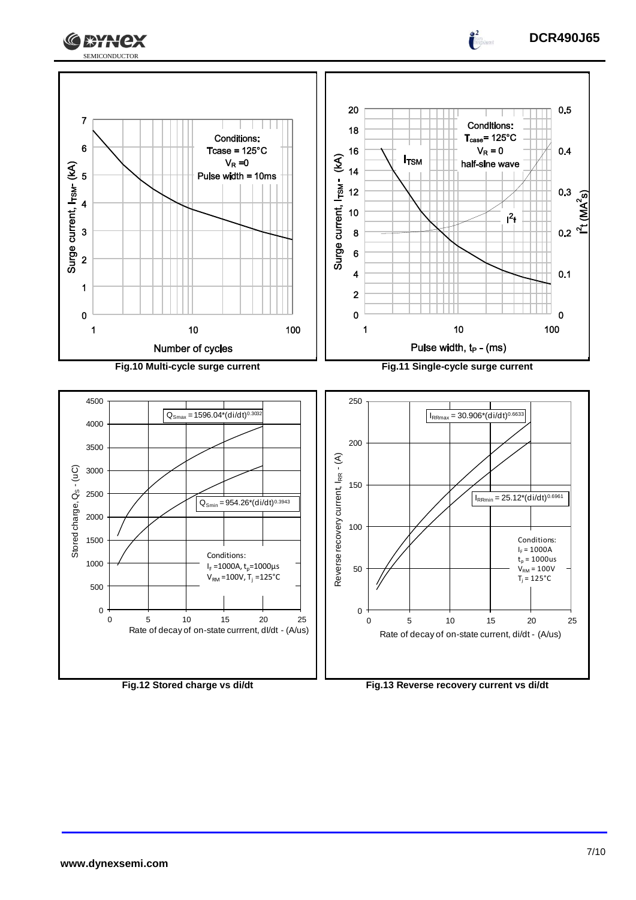Conditions:
Tcase = 125°C
$V_R$ = 0
Pulse width = 10ms

Surge current, $I_{TSM}$ - (kA)

Number of cycles

**Fig.10 Multi-cycle surge current**

Conditions:
$T_{case}$ = 125°C
$V_R$ = 0
half-sine wave

$I_{TSM}$

$I^2t$

Surge current, $I_{TSM}$ - (kA)

$I^2t$ ($MA^2s$)

Pulse width, $t_P$ - (ms)

**Fig.11 Single-cycle surge current**

$Q_{Smax} = 1596.04*(di/dt)^{0.3032}$

$Q_{Smin} = 954.26*(di/dt)^{0.3943}$

Conditions:
$I_F$ =1000A, $t_p$=1000µs
$V_{RM}$ =100V, $T_j$ =125°C

Stored charge, $Q_S$ - (uC)

Rate of decay of on-state currrent, dI/dt - (A/us)

**Fig.12 Stored charge vs di/dt**

$I_{RRmax} = 30.906*(di/dt)^{0.6633}$

$I_{RRmin} = 25.12*(di/dt)^{0.6961}$

Conditions:
$I_F$ = 1000A
$t_p$ = 1000us
$V_{RM}$ = 100V
$T_j$ = 125°C

Reverse recovery current, $I_{RR}$ - (A)

Rate of decay of on-state current, di/dt - (A/us)

**Fig.13 Reverse recovery current vs di/dt**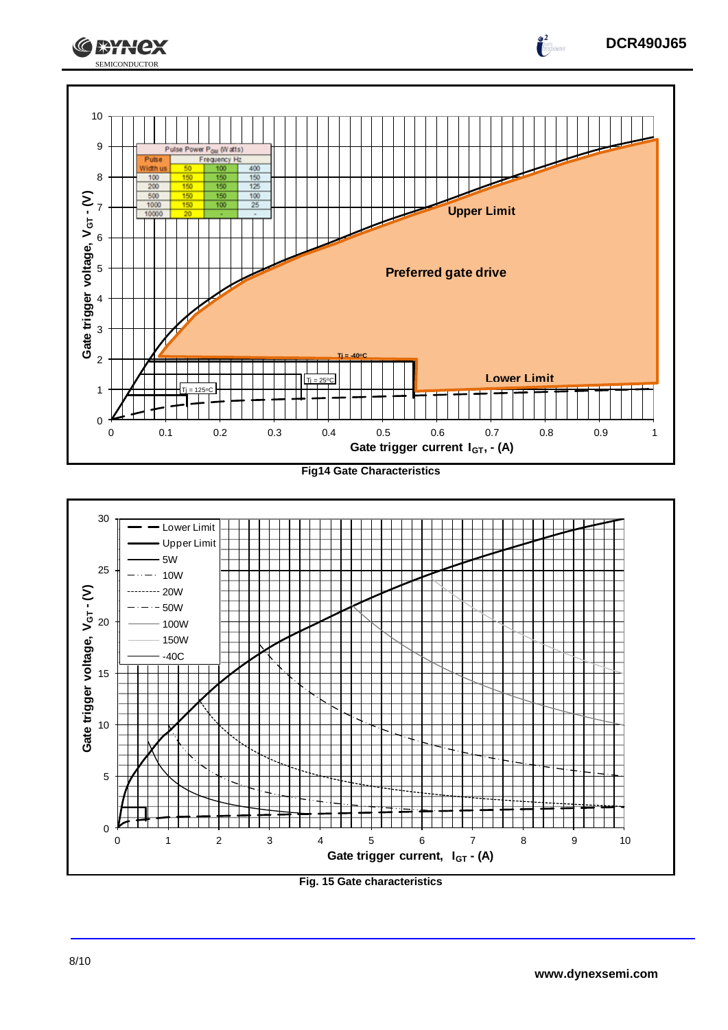| Pulse Width us | Frequency Hz 50 | 100 | 400 |
|---|---|---|---|
| 100 | 150 | 150 | 150 |
| 200 | 150 | 150 | 125 |
| 500 | 150 | 150 | 100 |
| 1000 | 150 | 100 | 25 |
| 10000 | 20 | - | - |

Pulse Power $P_{GM}$ (Watts)

Fig14 Gate Characteristics

Fig. 15 Gate characteristics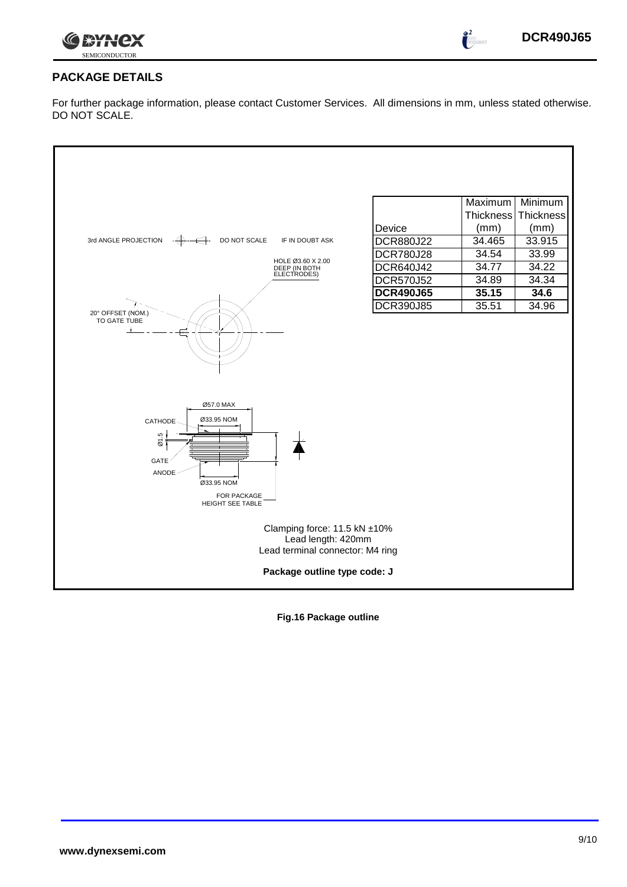## PACKAGE DETAILS

For further package information, please contact Customer Services. All dimensions in mm, unless stated otherwise. DO NOT SCALE.

3rd ANGLE PROJECTION DO NOT SCALE IF IN DOUBT ASK

HOLE Ø3.60 X 2.00 DEEP (IN BOTH ELECTRODES)

20° OFFSET (NOM.) TO GATE TUBE

| Device | Maximum Thickness (mm) | Minimum Thickness (mm) |
|---|---|---|
| DCR880J22 | 34.465 | 33.915 |
| DCR780J28 | 34.54 | 33.99 |
| DCR640J42 | 34.77 | 34.22 |
| DCR570J52 | 34.89 | 34.34 |
| **DCR490J65** | **35.15** | **34.6** |
| DCR390J85 | 35.51 | 34.96 |

Ø57.0 MAX

CATHODE Ø33.95 NOM

Ø1.5

GATE

ANODE Ø33.95 NOM

FOR PACKAGE HEIGHT SEE TABLE

Clamping force: 11.5 kN ±10%
Lead length: 420mm
Lead terminal connector: M4 ring

**Package outline type code: J**

**Fig.16 Package outline**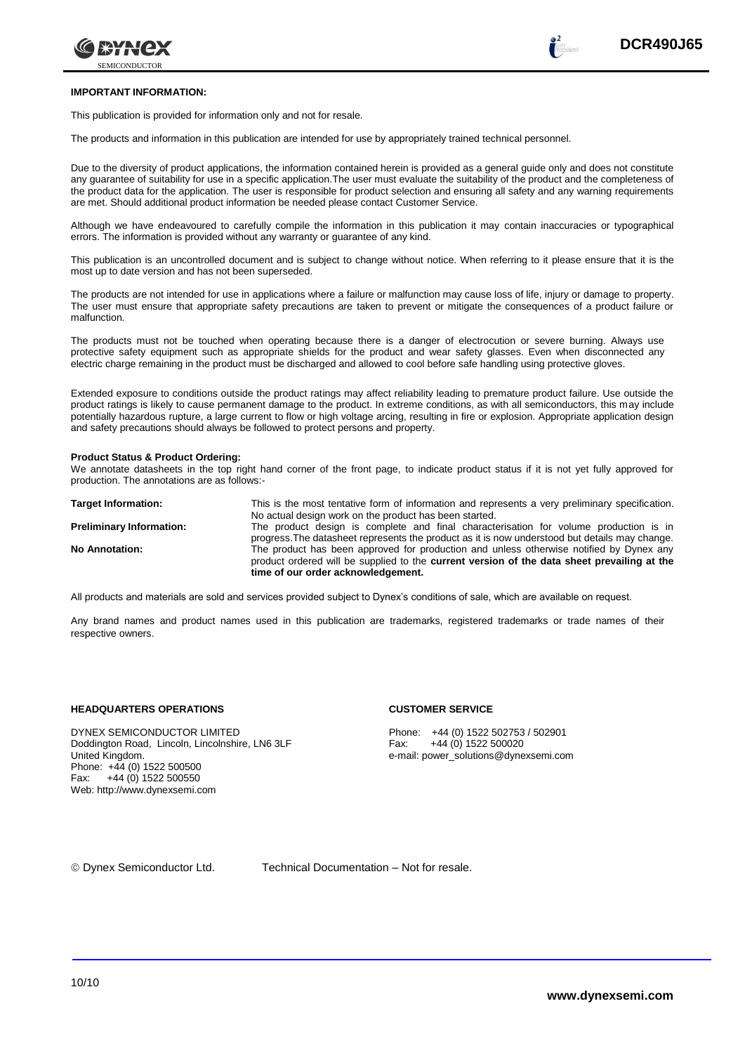**IMPORTANT INFORMATION:**

This publication is provided for information only and not for resale.

The products and information in this publication are intended for use by appropriately trained technical personnel.

Due to the diversity of product applications, the information contained herein is provided as a general guide only and does not constitute any guarantee of suitability for use in a specific application.The user must evaluate the suitability of the product and the completeness of the product data for the application. The user is responsible for product selection and ensuring all safety and any warning requirements are met. Should additional product information be needed please contact Customer Service.

Although we have endeavoured to carefully compile the information in this publication it may contain inaccuracies or typographical errors. The information is provided without any warranty or guarantee of any kind.

This publication is an uncontrolled document and is subject to change without notice. When referring to it please ensure that it is the most up to date version and has not been superseded.

The products are not intended for use in applications where a failure or malfunction may cause loss of life, injury or damage to property. The user must ensure that appropriate safety precautions are taken to prevent or mitigate the consequences of a product failure or malfunction.

The products must not be touched when operating because there is a danger of electrocution or severe burning. Always use protective safety equipment such as appropriate shields for the product and wear safety glasses. Even when disconnected any electric charge remaining in the product must be discharged and allowed to cool before safe handling using protective gloves.

Extended exposure to conditions outside the product ratings may affect reliability leading to premature product failure. Use outside the product ratings is likely to cause permanent damage to the product. In extreme conditions, as with all semiconductors, this may include potentially hazardous rupture, a large current to flow or high voltage arcing, resulting in fire or explosion. Appropriate application design and safety precautions should always be followed to protect persons and property.

**Product Status & Product Ordering:**

We annotate datasheets in the top right hand corner of the front page, to indicate product status if it is not yet fully approved for production. The annotations are as follows:-

| | |
|---|---|
| **Target Information:** | This is the most tentative form of information and represents a very preliminary specification. No actual design work on the product has been started. |
| **Preliminary Information:** | The product design is complete and final characterisation for volume production is in progress.The datasheet represents the product as it is now understood but details may change. |
| **No Annotation:** | The product has been approved for production and unless otherwise notified by Dynex any product ordered will be supplied to the **current version of the data sheet prevailing at the time of our order acknowledgement.** |

All products and materials are sold and services provided subject to Dynex's conditions of sale, which are available on request.

Any brand names and product names used in this publication are trademarks, registered trademarks or trade names of their respective owners.

**HEADQUARTERS OPERATIONS**

DYNEX SEMICONDUCTOR LIMITED
Doddington Road, Lincoln, Lincolnshire, LN6 3LF
United Kingdom.
Phone: +44 (0) 1522 500500
Fax: +44 (0) 1522 500550
Web: http://www.dynexsemi.com

**CUSTOMER SERVICE**

Phone: +44 (0) 1522 502753 / 502901
Fax: +44 (0) 1522 500020
e-mail: power_solutions@dynexsemi.com

© Dynex Semiconductor Ltd. Technical Documentation – Not for resale.